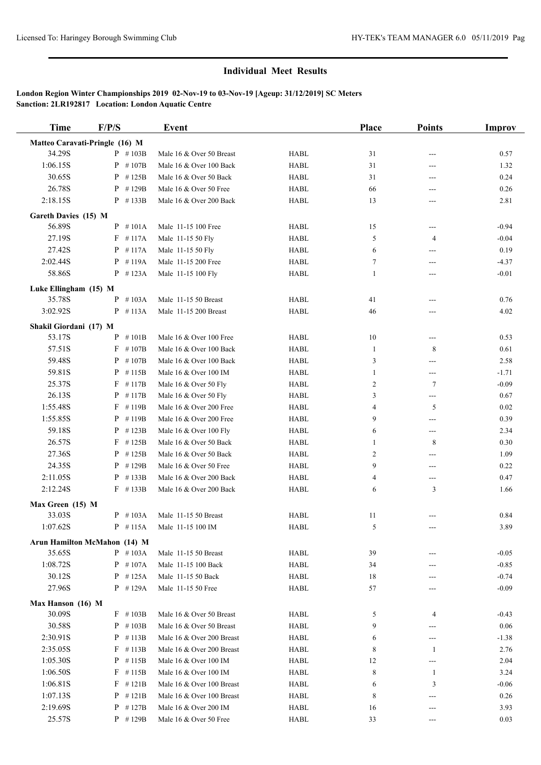## Individual Meet Results

**London Region Winter Championships 2019 02-Nov-19 to 03-Nov-19 [Ageup: 31/12/2019] SC Meters**
**Sanction: 2LR192817 Location: London Aquatic Centre**

| Time | F/P/S | | Event | | Place | Points | Improv |
|---|---|---|---|---|---|---|---|
| **Matteo Caravati-Pringle (16) M** | | | | | | | |
| 34.29S | P | # 103B | Male 16 & Over 50 Breast | HABL | 31 | --- | 0.57 |
| 1:06.15S | P | # 107B | Male 16 & Over 100 Back | HABL | 31 | --- | 1.32 |
| 30.65S | P | # 125B | Male 16 & Over 50 Back | HABL | 31 | --- | 0.24 |
| 26.78S | P | # 129B | Male 16 & Over 50 Free | HABL | 66 | --- | 0.26 |
| 2:18.15S | P | # 133B | Male 16 & Over 200 Back | HABL | 13 | --- | 2.81 |
| **Gareth Davies (15) M** | | | | | | | |
| 56.89S | P | # 101A | Male 11-15 100 Free | HABL | 15 | --- | -0.94 |
| 27.19S | F | # 117A | Male 11-15 50 Fly | HABL | 5 | 4 | -0.04 |
| 27.42S | P | # 117A | Male 11-15 50 Fly | HABL | 6 | --- | 0.19 |
| 2:02.44S | P | # 119A | Male 11-15 200 Free | HABL | 7 | --- | -4.37 |
| 58.86S | P | # 123A | Male 11-15 100 Fly | HABL | 1 | --- | -0.01 |
| **Luke Ellingham (15) M** | | | | | | | |
| 35.78S | P | # 103A | Male 11-15 50 Breast | HABL | 41 | --- | 0.76 |
| 3:02.92S | P | # 113A | Male 11-15 200 Breast | HABL | 46 | --- | 4.02 |
| **Shakil Giordani (17) M** | | | | | | | |
| 53.17S | P | # 101B | Male 16 & Over 100 Free | HABL | 10 | --- | 0.53 |
| 57.51S | F | # 107B | Male 16 & Over 100 Back | HABL | 1 | 8 | 0.61 |
| 59.48S | P | # 107B | Male 16 & Over 100 Back | HABL | 3 | --- | 2.58 |
| 59.81S | P | # 115B | Male 16 & Over 100 IM | HABL | 1 | --- | -1.71 |
| 25.37S | F | # 117B | Male 16 & Over 50 Fly | HABL | 2 | 7 | -0.09 |
| 26.13S | P | # 117B | Male 16 & Over 50 Fly | HABL | 3 | --- | 0.67 |
| 1:55.48S | F | # 119B | Male 16 & Over 200 Free | HABL | 4 | 5 | 0.02 |
| 1:55.85S | P | # 119B | Male 16 & Over 200 Free | HABL | 9 | --- | 0.39 |
| 59.18S | P | # 123B | Male 16 & Over 100 Fly | HABL | 6 | --- | 2.34 |
| 26.57S | F | # 125B | Male 16 & Over 50 Back | HABL | 1 | 8 | 0.30 |
| 27.36S | P | # 125B | Male 16 & Over 50 Back | HABL | 2 | --- | 1.09 |
| 24.35S | P | # 129B | Male 16 & Over 50 Free | HABL | 9 | --- | 0.22 |
| 2:11.05S | P | # 133B | Male 16 & Over 200 Back | HABL | 4 | --- | 0.47 |
| 2:12.24S | F | # 133B | Male 16 & Over 200 Back | HABL | 6 | 3 | 1.66 |
| **Max Green (15) M** | | | | | | | |
| 33.03S | P | # 103A | Male 11-15 50 Breast | HABL | 11 | --- | 0.84 |
| 1:07.62S | P | # 115A | Male 11-15 100 IM | HABL | 5 | --- | 3.89 |
| **Arun Hamilton McMahon (14) M** | | | | | | | |
| 35.65S | P | # 103A | Male 11-15 50 Breast | HABL | 39 | --- | -0.05 |
| 1:08.72S | P | # 107A | Male 11-15 100 Back | HABL | 34 | --- | -0.85 |
| 30.12S | P | # 125A | Male 11-15 50 Back | HABL | 18 | --- | -0.74 |
| 27.96S | P | # 129A | Male 11-15 50 Free | HABL | 57 | --- | -0.09 |
| **Max Hanson (16) M** | | | | | | | |
| 30.09S | F | # 103B | Male 16 & Over 50 Breast | HABL | 5 | 4 | -0.43 |
| 30.58S | P | # 103B | Male 16 & Over 50 Breast | HABL | 9 | --- | 0.06 |
| 2:30.91S | P | # 113B | Male 16 & Over 200 Breast | HABL | 6 | --- | -1.38 |
| 2:35.05S | F | # 113B | Male 16 & Over 200 Breast | HABL | 8 | 1 | 2.76 |
| 1:05.30S | P | # 115B | Male 16 & Over 100 IM | HABL | 12 | --- | 2.04 |
| 1:06.50S | F | # 115B | Male 16 & Over 100 IM | HABL | 8 | 1 | 3.24 |
| 1:06.81S | F | # 121B | Male 16 & Over 100 Breast | HABL | 6 | 3 | -0.06 |
| 1:07.13S | P | # 121B | Male 16 & Over 100 Breast | HABL | 8 | --- | 0.26 |
| 2:19.69S | P | # 127B | Male 16 & Over 200 IM | HABL | 16 | --- | 3.93 |
| 25.57S | P | # 129B | Male 16 & Over 50 Free | HABL | 33 | --- | 0.03 |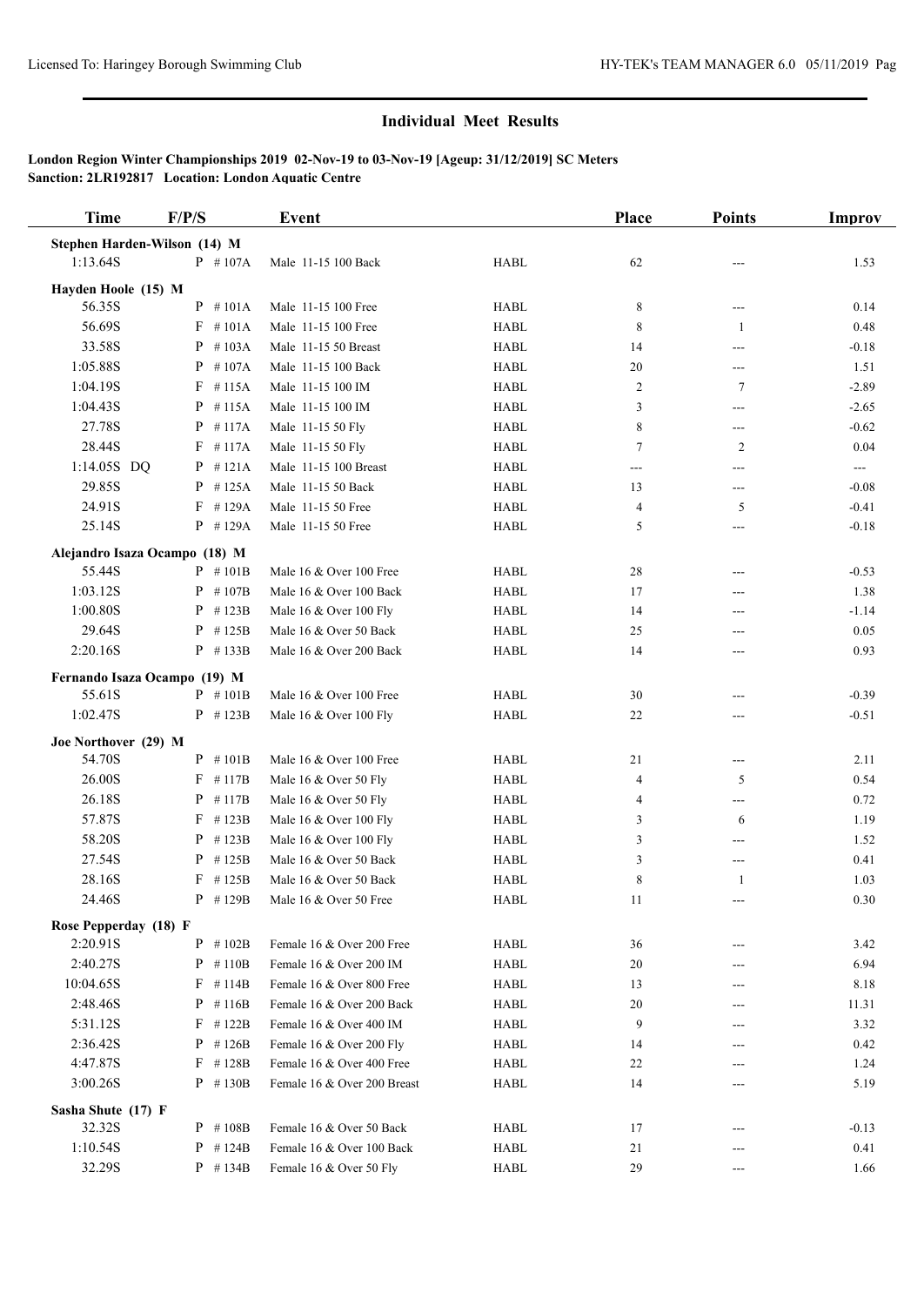## Individual Meet Results

**London Region Winter Championships 2019 02-Nov-19 to 03-Nov-19 [Ageup: 31/12/2019] SC Meters**
**Sanction: 2LR192817 Location: London Aquatic Centre**

| Time | F/P/S | Event | | Place | Points | Improv |
|---|---|---|---|---|---|---|
| **Stephen Harden-Wilson (14) M** | | | | | | |
| 1:13.64S | P #107A | Male 11-15 100 Back | HABL | 62 | --- | 1.53 |
| **Hayden Hoole (15) M** | | | | | | |
| 56.35S | P #101A | Male 11-15 100 Free | HABL | 8 | --- | 0.14 |
| 56.69S | F #101A | Male 11-15 100 Free | HABL | 8 | 1 | 0.48 |
| 33.58S | P #103A | Male 11-15 50 Breast | HABL | 14 | --- | -0.18 |
| 1:05.88S | P #107A | Male 11-15 100 Back | HABL | 20 | --- | 1.51 |
| 1:04.19S | F #115A | Male 11-15 100 IM | HABL | 2 | 7 | -2.89 |
| 1:04.43S | P #115A | Male 11-15 100 IM | HABL | 3 | --- | -2.65 |
| 27.78S | P #117A | Male 11-15 50 Fly | HABL | 8 | --- | -0.62 |
| 28.44S | F #117A | Male 11-15 50 Fly | HABL | 7 | 2 | 0.04 |
| 1:14.05S DQ | P #121A | Male 11-15 100 Breast | HABL | --- | --- | --- |
| 29.85S | P #125A | Male 11-15 50 Back | HABL | 13 | --- | -0.08 |
| 24.91S | F #129A | Male 11-15 50 Free | HABL | 4 | 5 | -0.41 |
| 25.14S | P #129A | Male 11-15 50 Free | HABL | 5 | --- | -0.18 |
| **Alejandro Isaza Ocampo (18) M** | | | | | | |
| 55.44S | P #101B | Male 16 & Over 100 Free | HABL | 28 | --- | -0.53 |
| 1:03.12S | P #107B | Male 16 & Over 100 Back | HABL | 17 | --- | 1.38 |
| 1:00.80S | P #123B | Male 16 & Over 100 Fly | HABL | 14 | --- | -1.14 |
| 29.64S | P #125B | Male 16 & Over 50 Back | HABL | 25 | --- | 0.05 |
| 2:20.16S | P #133B | Male 16 & Over 200 Back | HABL | 14 | --- | 0.93 |
| **Fernando Isaza Ocampo (19) M** | | | | | | |
| 55.61S | P #101B | Male 16 & Over 100 Free | HABL | 30 | --- | -0.39 |
| 1:02.47S | P #123B | Male 16 & Over 100 Fly | HABL | 22 | --- | -0.51 |
| **Joe Northover (29) M** | | | | | | |
| 54.70S | P #101B | Male 16 & Over 100 Free | HABL | 21 | --- | 2.11 |
| 26.00S | F #117B | Male 16 & Over 50 Fly | HABL | 4 | 5 | 0.54 |
| 26.18S | P #117B | Male 16 & Over 50 Fly | HABL | 4 | --- | 0.72 |
| 57.87S | F #123B | Male 16 & Over 100 Fly | HABL | 3 | 6 | 1.19 |
| 58.20S | P #123B | Male 16 & Over 100 Fly | HABL | 3 | --- | 1.52 |
| 27.54S | P #125B | Male 16 & Over 50 Back | HABL | 3 | --- | 0.41 |
| 28.16S | F #125B | Male 16 & Over 50 Back | HABL | 8 | 1 | 1.03 |
| 24.46S | P #129B | Male 16 & Over 50 Free | HABL | 11 | --- | 0.30 |
| **Rose Pepperday (18) F** | | | | | | |
| 2:20.91S | P #102B | Female 16 & Over 200 Free | HABL | 36 | --- | 3.42 |
| 2:40.27S | P #110B | Female 16 & Over 200 IM | HABL | 20 | --- | 6.94 |
| 10:04.65S | F #114B | Female 16 & Over 800 Free | HABL | 13 | --- | 8.18 |
| 2:48.46S | P #116B | Female 16 & Over 200 Back | HABL | 20 | --- | 11.31 |
| 5:31.12S | F #122B | Female 16 & Over 400 IM | HABL | 9 | --- | 3.32 |
| 2:36.42S | P #126B | Female 16 & Over 200 Fly | HABL | 14 | --- | 0.42 |
| 4:47.87S | F #128B | Female 16 & Over 400 Free | HABL | 22 | --- | 1.24 |
| 3:00.26S | P #130B | Female 16 & Over 200 Breast | HABL | 14 | --- | 5.19 |
| **Sasha Shute (17) F** | | | | | | |
| 32.32S | P #108B | Female 16 & Over 50 Back | HABL | 17 | --- | -0.13 |
| 1:10.54S | P #124B | Female 16 & Over 100 Back | HABL | 21 | --- | 0.41 |
| 32.29S | P #134B | Female 16 & Over 50 Fly | HABL | 29 | --- | 1.66 |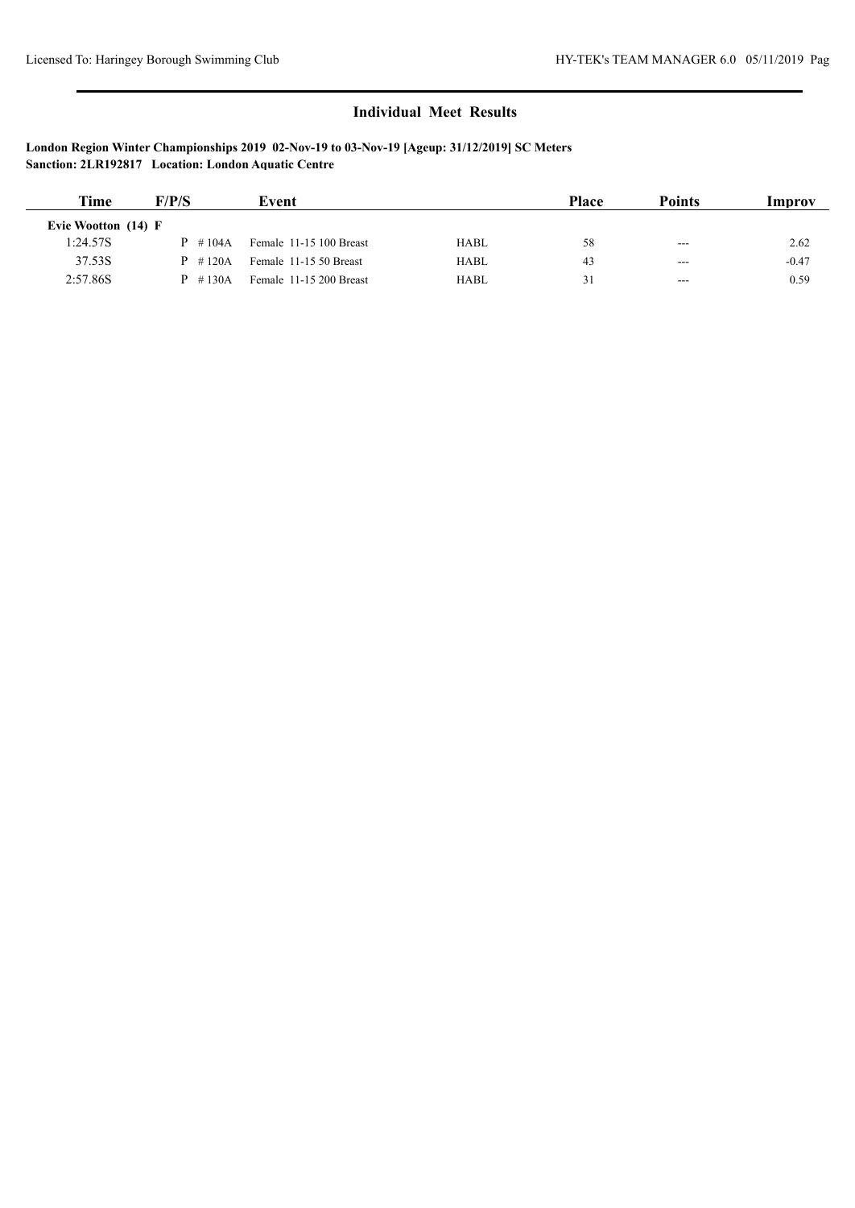## Individual Meet Results

**London Region Winter Championships 2019 02-Nov-19 to 03-Nov-19 [Ageup: 31/12/2019] SC Meters**
**Sanction: 2LR192817 Location: London Aquatic Centre**

| Time | F/P/S | Event | | | Place | Points | Improv |
|---|---|---|---|---|---|---|---|
| **Evie Wootton (14) F** | | | | | | | |
| 1:24.57S | P | # 104A | Female 11-15 100 Breast | HABL | 58 | --- | 2.62 |
| 37.53S | P | # 120A | Female 11-15 50 Breast | HABL | 43 | --- | -0.47 |
| 2:57.86S | P | # 130A | Female 11-15 200 Breast | HABL | 31 | --- | 0.59 |